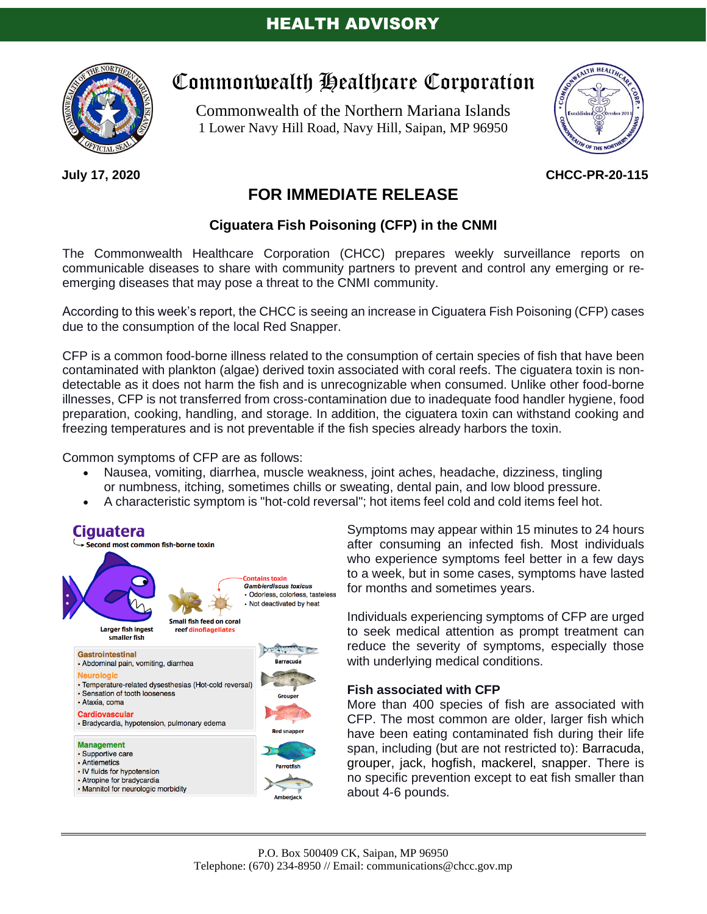# HEALTH ADVISORY

## Commonwealth Healthcare Corporation

Commonwealth of the Northern Mariana Islands
1 Lower Navy Hill Road, Navy Hill, Saipan, MP 96950

**July 17, 2020** **CHCC-PR-20-115**

## FOR IMMEDIATE RELEASE

### Ciguatera Fish Poisoning (CFP) in the CNMI

The Commonwealth Healthcare Corporation (CHCC) prepares weekly surveillance reports on communicable diseases to share with community partners to prevent and control any emerging or re-emerging diseases that may pose a threat to the CNMI community.

According to this week's report, the CHCC is seeing an increase in Ciguatera Fish Poisoning (CFP) cases due to the consumption of the local Red Snapper.

CFP is a common food-borne illness related to the consumption of certain species of fish that have been contaminated with plankton (algae) derived toxin associated with coral reefs. The ciguatera toxin is non-detectable as it does not harm the fish and is unrecognizable when consumed. Unlike other food-borne illnesses, CFP is not transferred from cross-contamination due to inadequate food handler hygiene, food preparation, cooking, handling, and storage. In addition, the ciguatera toxin can withstand cooking and freezing temperatures and is not preventable if the fish species already harbors the toxin.

Common symptoms of CFP are as follows:

- Nausea, vomiting, diarrhea, muscle weakness, joint aches, headache, dizziness, tingling or numbness, itching, sometimes chills or sweating, dental pain, and low blood pressure.
- A characteristic symptom is "hot-cold reversal"; hot items feel cold and cold items feel hot.

**Ciguatera**
Second most common fish-borne toxin

Larger fish ingest smaller fish

Small fish feed on coral reef dinoflagellates

Contains toxin
*Gambierdiscus toxicus*
- Odorless, colorless, tasteless
- Not deactivated by heat

**Gastrointestinal**
- Abdominal pain, vomiting, diarrhea

**Neurologic**
- Temperature-related dysesthesias (Hot-cold reversal)
- Sensation of tooth looseness
- Ataxia, coma

**Cardiovascular**
- Bradycardia, hypotension, pulmonary edema

**Management**
- Supportive care
- Antiemetics
- IV fluids for hypotension
- Atropine for bradycardia
- Mannitol for neurologic morbidity

Barracuda, Grouper, Red snapper, Parrotfish, Amberjack

Symptoms may appear within 15 minutes to 24 hours after consuming an infected fish. Most individuals who experience symptoms feel better in a few days to a week, but in some cases, symptoms have lasted for months and sometimes years.

Individuals experiencing symptoms of CFP are urged to seek medical attention as prompt treatment can reduce the severity of symptoms, especially those with underlying medical conditions.

**Fish associated with CFP**
More than 400 species of fish are associated with CFP. The most common are older, larger fish which have been eating contaminated fish during their life span, including (but are not restricted to): Barracuda, grouper, jack, hogfish, mackerel, snapper. There is no specific prevention except to eat fish smaller than about 4-6 pounds.

P.O. Box 500409 CK, Saipan, MP 96950
Telephone: (670) 234-8950 // Email: communications@chcc.gov.mp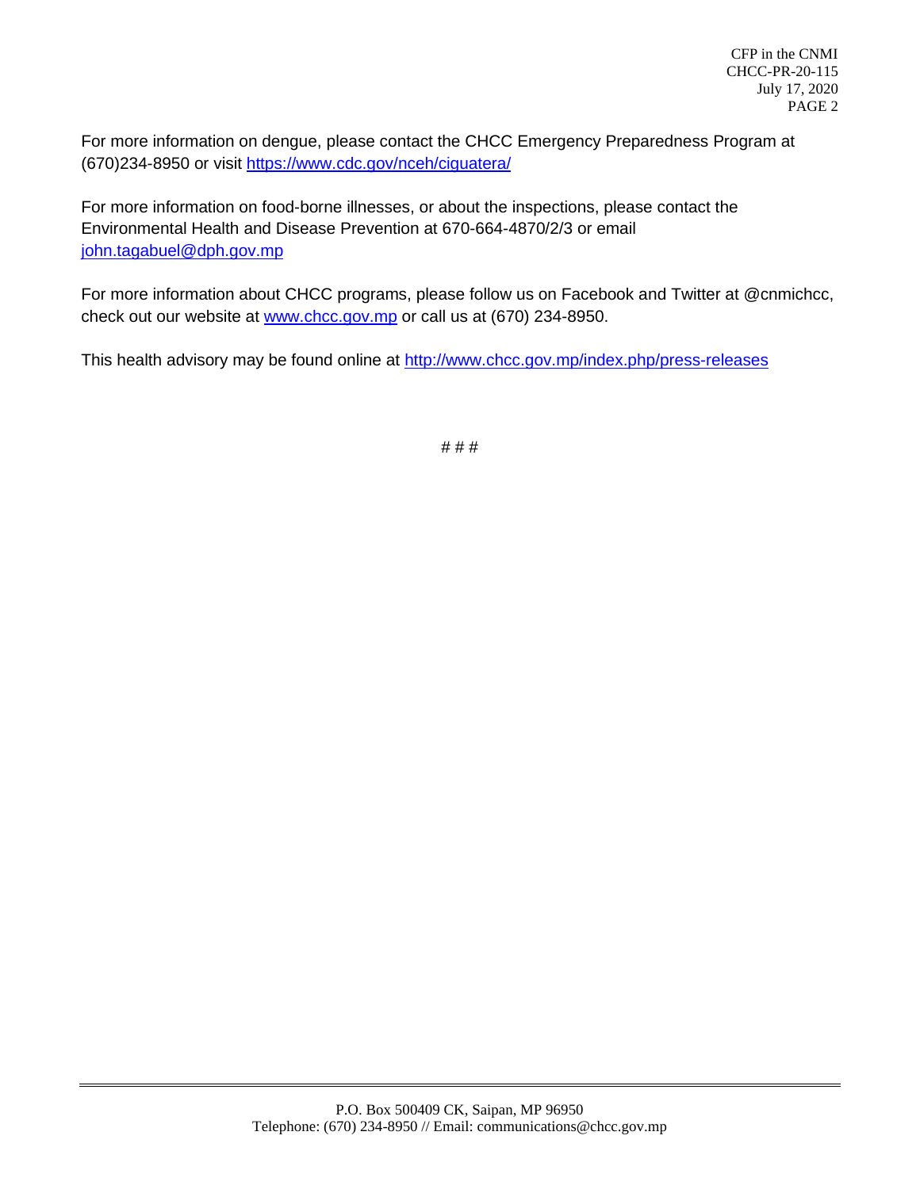For more information on dengue, please contact the CHCC Emergency Preparedness Program at (670)234-8950 or visit https://www.cdc.gov/nceh/ciguatera/

For more information on food-borne illnesses, or about the inspections, please contact the Environmental Health and Disease Prevention at 670-664-4870/2/3 or email john.tagabuel@dph.gov.mp

For more information about CHCC programs, please follow us on Facebook and Twitter at @cnmichcc, check out our website at www.chcc.gov.mp or call us at (670) 234-8950.

This health advisory may be found online at http://www.chcc.gov.mp/index.php/press-releases

# # #